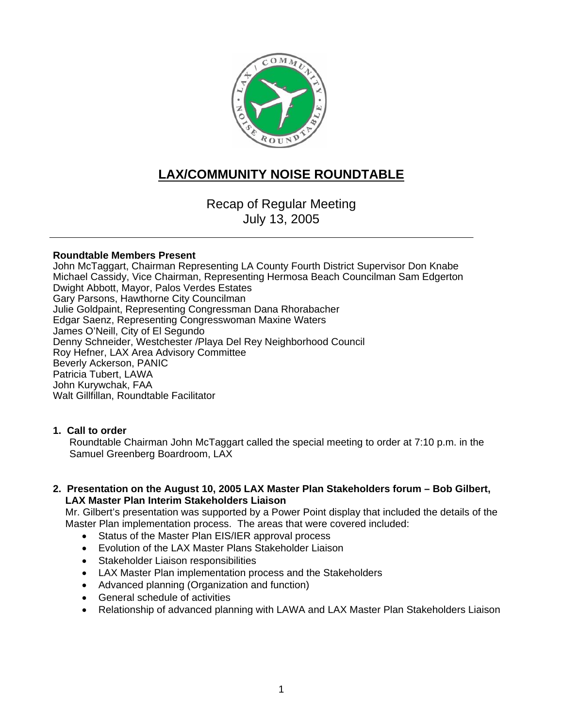# LAX/COMMUNITY NOISE ROUNDTABLE

Recap of Regular Meeting
July 13, 2005

---

**Roundtable Members Present**

John McTaggart, Chairman Representing LA County Fourth District Supervisor Don Knabe
Michael Cassidy, Vice Chairman, Representing Hermosa Beach Councilman Sam Edgerton
Dwight Abbott, Mayor, Palos Verdes Estates
Gary Parsons, Hawthorne City Councilman
Julie Goldpaint, Representing Congressman Dana Rhorabacher
Edgar Saenz, Representing Congresswoman Maxine Waters
James O'Neill, City of El Segundo
Denny Schneider, Westchester /Playa Del Rey Neighborhood Council
Roy Hefner, LAX Area Advisory Committee
Beverly Ackerson, PANIC
Patricia Tubert, LAWA
John Kurywchak, FAA
Walt Gillfillan, Roundtable Facilitator

**1. Call to order**

Roundtable Chairman John McTaggart called the special meeting to order at 7:10 p.m. in the Samuel Greenberg Boardroom, LAX

**2. Presentation on the August 10, 2005 LAX Master Plan Stakeholders forum – Bob Gilbert, LAX Master Plan Interim Stakeholders Liaison**

Mr. Gilbert's presentation was supported by a Power Point display that included the details of the Master Plan implementation process. The areas that were covered included:

- Status of the Master Plan EIS/IER approval process
- Evolution of the LAX Master Plans Stakeholder Liaison
- Stakeholder Liaison responsibilities
- LAX Master Plan implementation process and the Stakeholders
- Advanced planning (Organization and function)
- General schedule of activities
- Relationship of advanced planning with LAWA and LAX Master Plan Stakeholders Liaison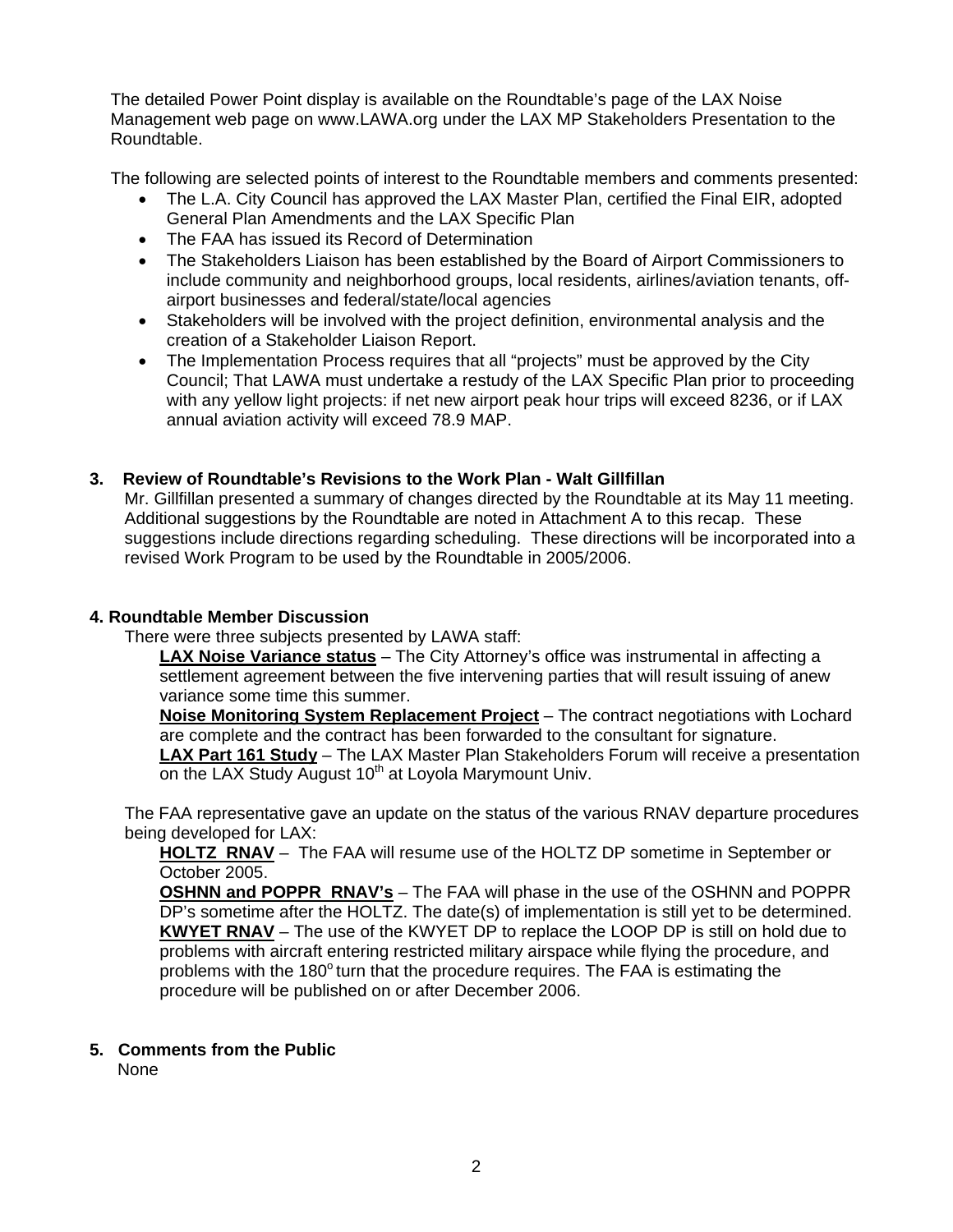The detailed Power Point display is available on the Roundtable's page of the LAX Noise Management web page on www.LAWA.org under the LAX MP Stakeholders Presentation to the Roundtable.

The following are selected points of interest to the Roundtable members and comments presented:

- The L.A. City Council has approved the LAX Master Plan, certified the Final EIR, adopted General Plan Amendments and the LAX Specific Plan
- The FAA has issued its Record of Determination
- The Stakeholders Liaison has been established by the Board of Airport Commissioners to include community and neighborhood groups, local residents, airlines/aviation tenants, off-airport businesses and federal/state/local agencies
- Stakeholders will be involved with the project definition, environmental analysis and the creation of a Stakeholder Liaison Report.
- The Implementation Process requires that all "projects" must be approved by the City Council; That LAWA must undertake a restudy of the LAX Specific Plan prior to proceeding with any yellow light projects: if net new airport peak hour trips will exceed 8236, or if LAX annual aviation activity will exceed 78.9 MAP.

### 3. Review of Roundtable's Revisions to the Work Plan - Walt Gillfillan

Mr. Gillfillan presented a summary of changes directed by the Roundtable at its May 11 meeting. Additional suggestions by the Roundtable are noted in Attachment A to this recap. These suggestions include directions regarding scheduling. These directions will be incorporated into a revised Work Program to be used by the Roundtable in 2005/2006.

### 4. Roundtable Member Discussion

There were three subjects presented by LAWA staff:

**LAX Noise Variance status** – The City Attorney's office was instrumental in affecting a settlement agreement between the five intervening parties that will result issuing of anew variance some time this summer.

**Noise Monitoring System Replacement Project** – The contract negotiations with Lochard are complete and the contract has been forwarded to the consultant for signature.

**LAX Part 161 Study** – The LAX Master Plan Stakeholders Forum will receive a presentation on the LAX Study August 10th at Loyola Marymount Univ.

The FAA representative gave an update on the status of the various RNAV departure procedures being developed for LAX:

**HOLTZ RNAV** – The FAA will resume use of the HOLTZ DP sometime in September or October 2005.

**OSHNN and POPPR RNAV's** – The FAA will phase in the use of the OSHNN and POPPR DP's sometime after the HOLTZ. The date(s) of implementation is still yet to be determined.

**KWYET RNAV** – The use of the KWYET DP to replace the LOOP DP is still on hold due to problems with aircraft entering restricted military airspace while flying the procedure, and problems with the 180° turn that the procedure requires. The FAA is estimating the procedure will be published on or after December 2006.

### 5. Comments from the Public

None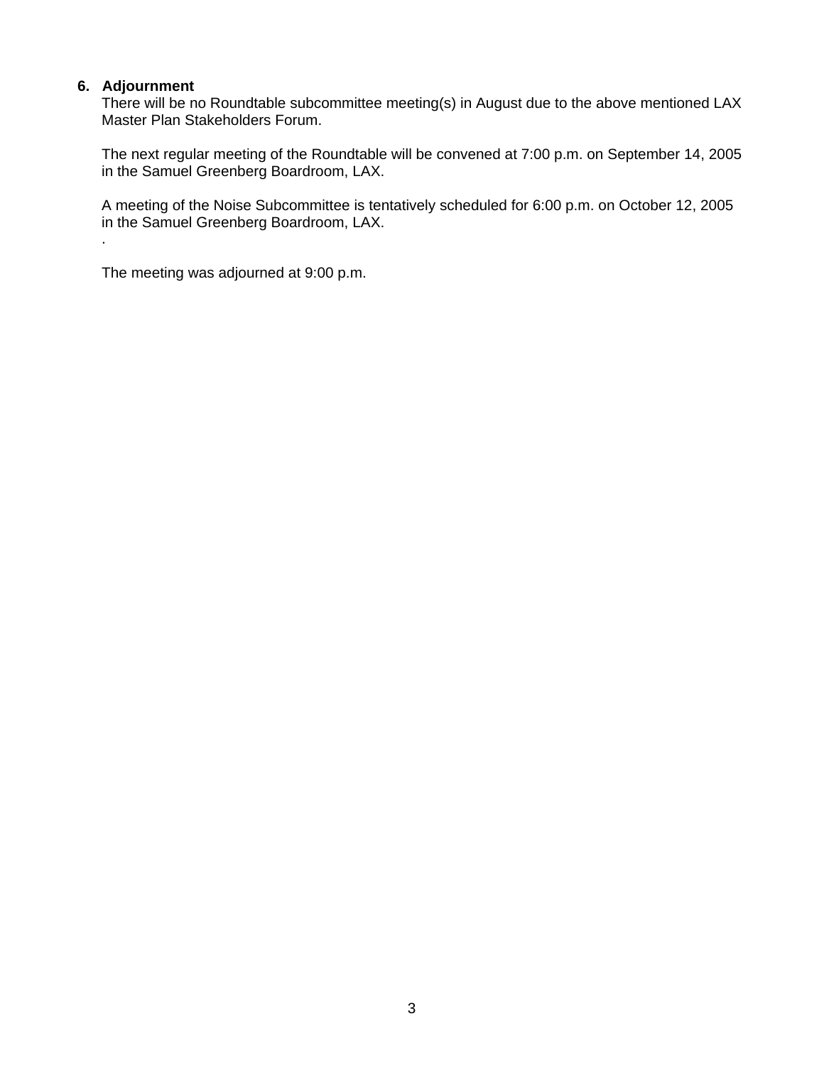## 6. Adjournment

There will be no Roundtable subcommittee meeting(s) in August due to the above mentioned LAX Master Plan Stakeholders Forum.

The next regular meeting of the Roundtable will be convened at 7:00 p.m. on September 14, 2005 in the Samuel Greenberg Boardroom, LAX.

A meeting of the Noise Subcommittee is tentatively scheduled for 6:00 p.m. on October 12, 2005 in the Samuel Greenberg Boardroom, LAX.

.

The meeting was adjourned at 9:00 p.m.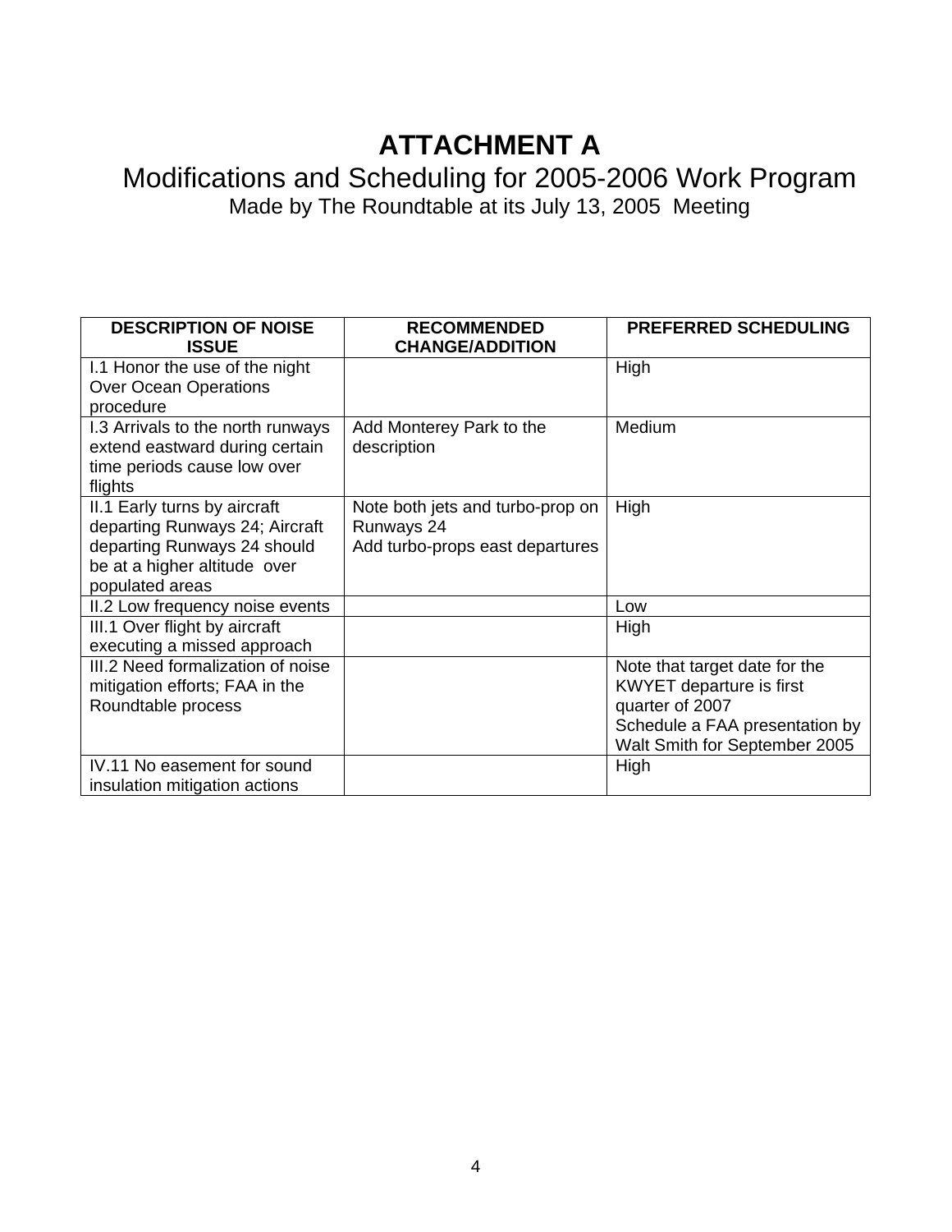# ATTACHMENT A

## Modifications and Scheduling for 2005-2006 Work Program

Made by The Roundtable at its July 13, 2005 Meeting

| DESCRIPTION OF NOISE ISSUE | RECOMMENDED CHANGE/ADDITION | PREFERRED SCHEDULING |
|---|---|---|
| I.1 Honor the use of the night Over Ocean Operations procedure | | High |
| I.3 Arrivals to the north runways extend eastward during certain time periods cause low over flights | Add Monterey Park to the description | Medium |
| II.1 Early turns by aircraft departing Runways 24; Aircraft departing Runways 24 should be at a higher altitude over populated areas | Note both jets and turbo-prop on Runways 24<br>Add turbo-props east departures | High |
| II.2 Low frequency noise events | | Low |
| III.1 Over flight by aircraft executing a missed approach | | High |
| III.2 Need formalization of noise mitigation efforts; FAA in the Roundtable process | | Note that target date for the KWYET departure is first quarter of 2007<br>Schedule a FAA presentation by Walt Smith for September 2005 |
| IV.11 No easement for sound insulation mitigation actions | | High |